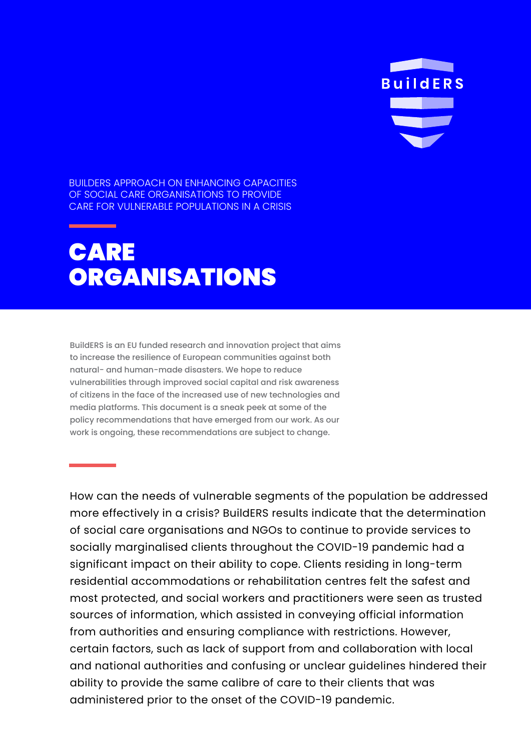BuildERS

BUILDERS APPROACH ON ENHANCING CAPACITIES OF SOCIAL CARE ORGANISATIONS TO PROVIDE CARE FOR VULNERABLE POPULATIONS IN A CRISIS

# CARE ORGANISATIONS

BuildERS is an EU funded research and innovation project that aims to increase the resilience of European communities against both natural- and human-made disasters. We hope to reduce vulnerabilities through improved social capital and risk awareness of citizens in the face of the increased use of new technologies and media platforms. This document is a sneak peek at some of the policy recommendations that have emerged from our work. As our work is ongoing, these recommendations are subject to change.

How can the needs of vulnerable segments of the population be addressed more effectively in a crisis? BuildERS results indicate that the determination of social care organisations and NGOs to continue to provide services to socially marginalised clients throughout the COVID-19 pandemic had a significant impact on their ability to cope. Clients residing in long-term residential accommodations or rehabilitation centres felt the safest and most protected, and social workers and practitioners were seen as trusted sources of information, which assisted in conveying official information from authorities and ensuring compliance with restrictions. However, certain factors, such as lack of support from and collaboration with local and national authorities and confusing or unclear guidelines hindered their ability to provide the same calibre of care to their clients that was administered prior to the onset of the COVID-19 pandemic.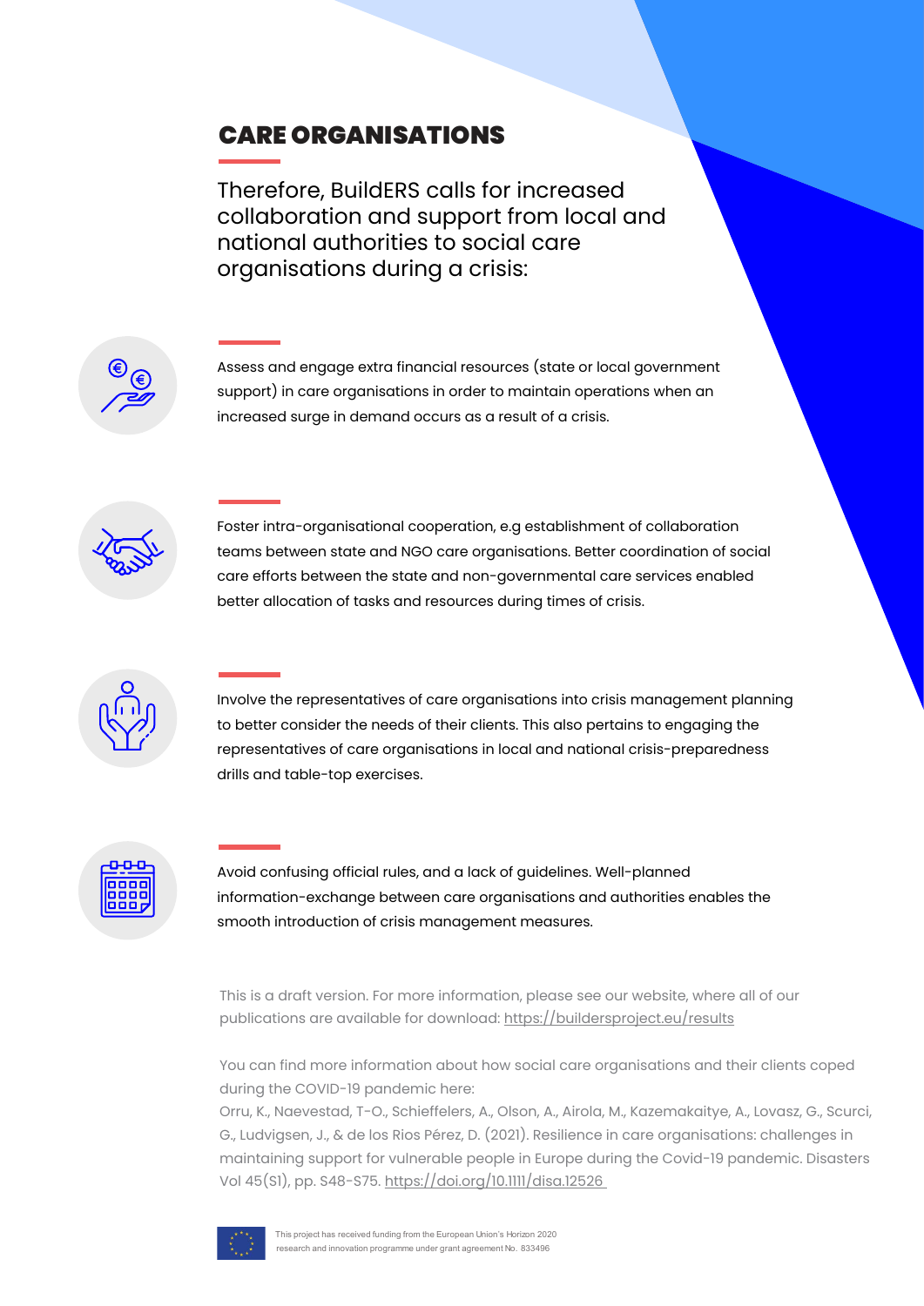## CARE ORGANISATIONS

Therefore, BuildERS calls for increased collaboration and support from local and national authorities to social care organisations during a crisis:

Assess and engage extra financial resources (state or local government support) in care organisations in order to maintain operations when an increased surge in demand occurs as a result of a crisis.

Foster intra-organisational cooperation, e.g establishment of collaboration teams between state and NGO care organisations. Better coordination of social care efforts between the state and non-governmental care services enabled better allocation of tasks and resources during times of crisis.

Involve the representatives of care organisations into crisis management planning to better consider the needs of their clients. This also pertains to engaging the representatives of care organisations in local and national crisis-preparedness drills and table-top exercises.

Avoid confusing official rules, and a lack of guidelines. Well-planned information-exchange between care organisations and authorities enables the smooth introduction of crisis management measures.

This is a draft version. For more information, please see our website, where all of our publications are available for download: https://buildersproject.eu/results

You can find more information about how social care organisations and their clients coped during the COVID-19 pandemic here:
Orru, K., Naevestad, T-O., Schieffelers, A., Olson, A., Airola, M., Kazemakaitye, A., Lovasz, G., Scurci, G., Ludvigsen, J., & de los Rios Pérez, D. (2021). Resilience in care organisations: challenges in maintaining support for vulnerable people in Europe during the Covid-19 pandemic. Disasters Vol 45(S1), pp. S48-S75. https://doi.org/10.1111/disa.12526

This project has received funding from the European Union's Horizon 2020 research and innovation programme under grant agreement No. 833496